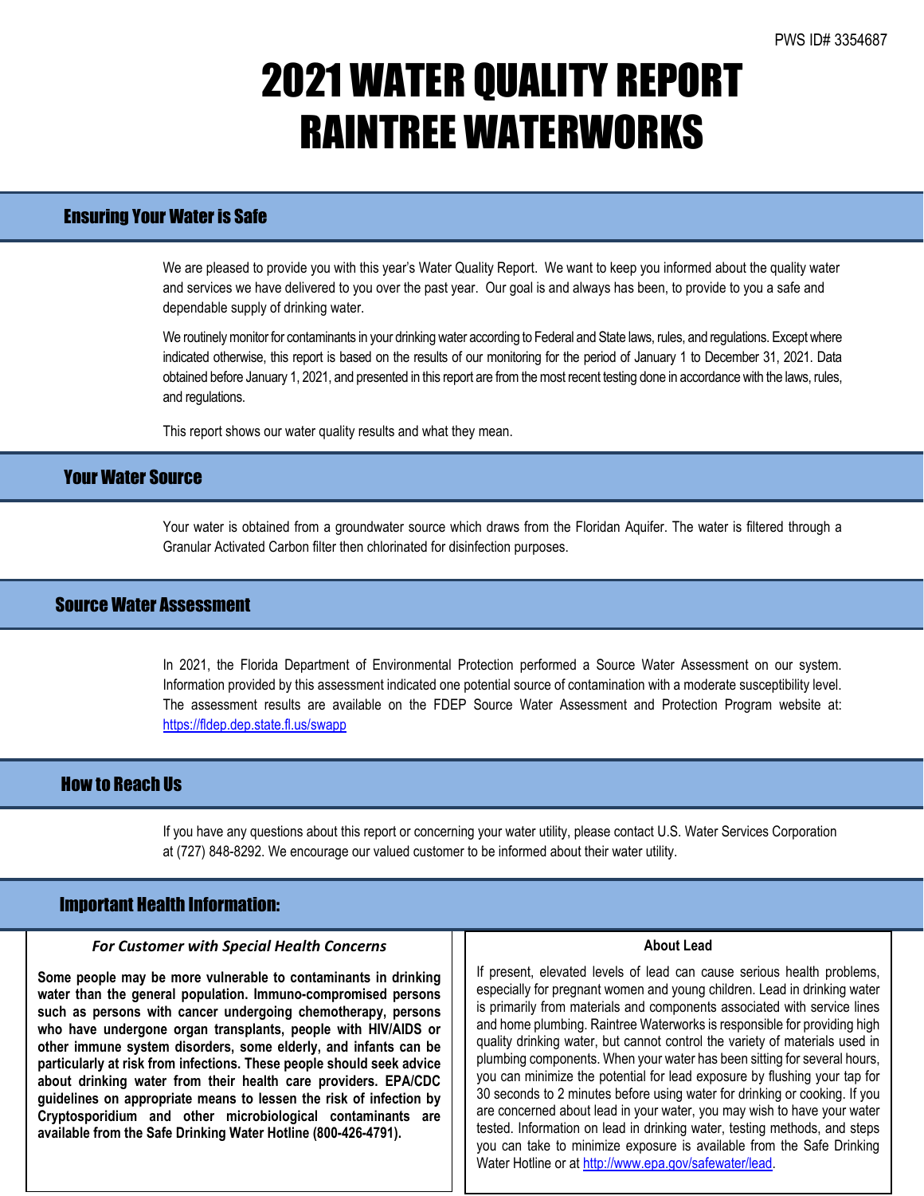PWS ID# 3354687

# 2021 WATER QUALITY REPORT
# RAINTREE WATERWORKS

## Ensuring Your Water is Safe

We are pleased to provide you with this year's Water Quality Report. We want to keep you informed about the quality water and services we have delivered to you over the past year. Our goal is and always has been, to provide to you a safe and dependable supply of drinking water.

We routinely monitor for contaminants in your drinking water according to Federal and State laws, rules, and regulations. Except where indicated otherwise, this report is based on the results of our monitoring for the period of January 1 to December 31, 2021. Data obtained before January 1, 2021, and presented in this report are from the most recent testing done in accordance with the laws, rules, and regulations.

This report shows our water quality results and what they mean.

## Your Water Source

Your water is obtained from a groundwater source which draws from the Floridan Aquifer. The water is filtered through a Granular Activated Carbon filter then chlorinated for disinfection purposes.

## Source Water Assessment

In 2021, the Florida Department of Environmental Protection performed a Source Water Assessment on our system. Information provided by this assessment indicated one potential source of contamination with a moderate susceptibility level. The assessment results are available on the FDEP Source Water Assessment and Protection Program website at: https://fldep.dep.state.fl.us/swapp

## How to Reach Us

If you have any questions about this report or concerning your water utility, please contact U.S. Water Services Corporation at (727) 848-8292. We encourage our valued customer to be informed about their water utility.

## Important Health Information:

### *For Customer with Special Health Concerns*

**Some people may be more vulnerable to contaminants in drinking water than the general population. Immuno-compromised persons such as persons with cancer undergoing chemotherapy, persons who have undergone organ transplants, people with HIV/AIDS or other immune system disorders, some elderly, and infants can be particularly at risk from infections. These people should seek advice about drinking water from their health care providers. EPA/CDC guidelines on appropriate means to lessen the risk of infection by Cryptosporidium and other microbiological contaminants are available from the Safe Drinking Water Hotline (800-426-4791).**

### About Lead

If present, elevated levels of lead can cause serious health problems, especially for pregnant women and young children. Lead in drinking water is primarily from materials and components associated with service lines and home plumbing. Raintree Waterworks is responsible for providing high quality drinking water, but cannot control the variety of materials used in plumbing components. When your water has been sitting for several hours, you can minimize the potential for lead exposure by flushing your tap for 30 seconds to 2 minutes before using water for drinking or cooking. If you are concerned about lead in your water, you may wish to have your water tested. Information on lead in drinking water, testing methods, and steps you can take to minimize exposure is available from the Safe Drinking Water Hotline or at http://www.epa.gov/safewater/lead.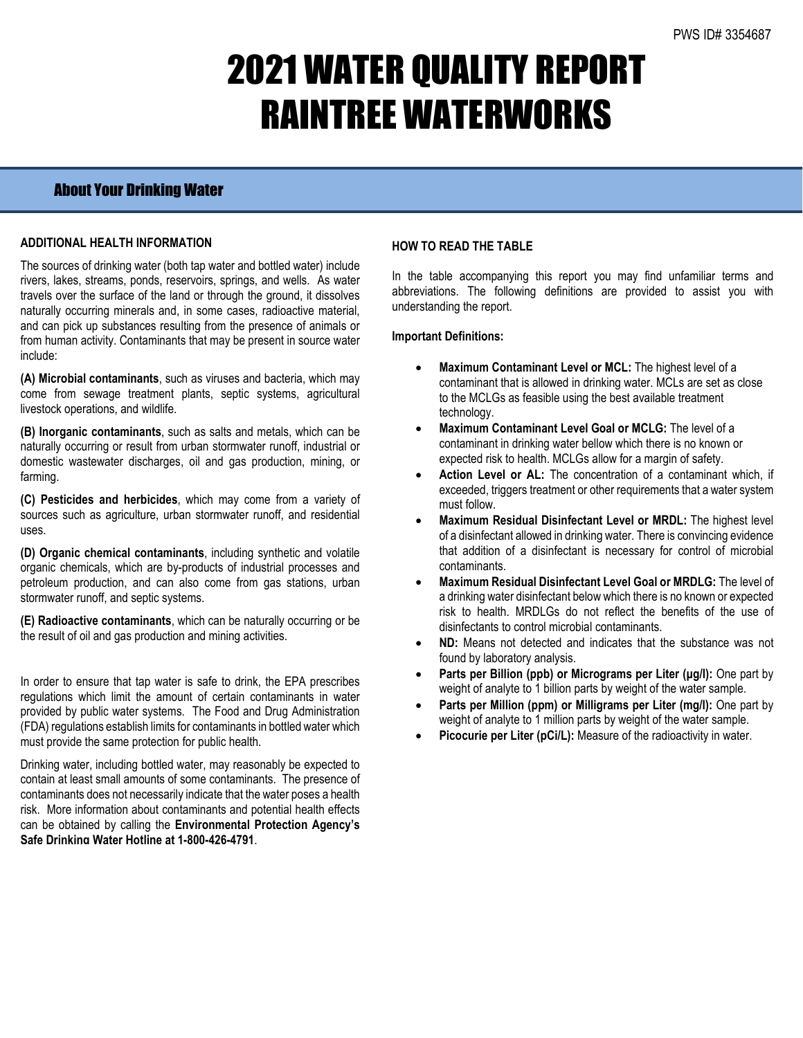PWS ID# 3354687

# 2021 WATER QUALITY REPORT
# RAINTREE WATERWORKS

## About Your Drinking Water

**ADDITIONAL HEALTH INFORMATION**

The sources of drinking water (both tap water and bottled water) include rivers, lakes, streams, ponds, reservoirs, springs, and wells. As water travels over the surface of the land or through the ground, it dissolves naturally occurring minerals and, in some cases, radioactive material, and can pick up substances resulting from the presence of animals or from human activity. Contaminants that may be present in source water include:

**(A) Microbial contaminants**, such as viruses and bacteria, which may come from sewage treatment plants, septic systems, agricultural livestock operations, and wildlife.

**(B) Inorganic contaminants**, such as salts and metals, which can be naturally occurring or result from urban stormwater runoff, industrial or domestic wastewater discharges, oil and gas production, mining, or farming.

**(C) Pesticides and herbicides**, which may come from a variety of sources such as agriculture, urban stormwater runoff, and residential uses.

**(D) Organic chemical contaminants**, including synthetic and volatile organic chemicals, which are by-products of industrial processes and petroleum production, and can also come from gas stations, urban stormwater runoff, and septic systems.

**(E) Radioactive contaminants**, which can be naturally occurring or be the result of oil and gas production and mining activities.

In order to ensure that tap water is safe to drink, the EPA prescribes regulations which limit the amount of certain contaminants in water provided by public water systems. The Food and Drug Administration (FDA) regulations establish limits for contaminants in bottled water which must provide the same protection for public health.

Drinking water, including bottled water, may reasonably be expected to contain at least small amounts of some contaminants. The presence of contaminants does not necessarily indicate that the water poses a health risk. More information about contaminants and potential health effects can be obtained by calling the **Environmental Protection Agency's Safe Drinking Water Hotline at 1-800-426-4791**.

**HOW TO READ THE TABLE**

In the table accompanying this report you may find unfamiliar terms and abbreviations. The following definitions are provided to assist you with understanding the report.

**Important Definitions:**

- **Maximum Contaminant Level or MCL:** The highest level of a contaminant that is allowed in drinking water. MCLs are set as close to the MCLGs as feasible using the best available treatment technology.
- **Maximum Contaminant Level Goal or MCLG:** The level of a contaminant in drinking water bellow which there is no known or expected risk to health. MCLGs allow for a margin of safety.
- **Action Level or AL:** The concentration of a contaminant which, if exceeded, triggers treatment or other requirements that a water system must follow.
- **Maximum Residual Disinfectant Level or MRDL:** The highest level of a disinfectant allowed in drinking water. There is convincing evidence that addition of a disinfectant is necessary for control of microbial contaminants.
- **Maximum Residual Disinfectant Level Goal or MRDLG:** The level of a drinking water disinfectant below which there is no known or expected risk to health. MRDLGs do not reflect the benefits of the use of disinfectants to control microbial contaminants.
- **ND:** Means not detected and indicates that the substance was not found by laboratory analysis.
- **Parts per Billion (ppb) or Micrograms per Liter (µg/l):** One part by weight of analyte to 1 billion parts by weight of the water sample.
- **Parts per Million (ppm) or Milligrams per Liter (mg/l):** One part by weight of analyte to 1 million parts by weight of the water sample.
- **Picocurie per Liter (pCi/L):** Measure of the radioactivity in water.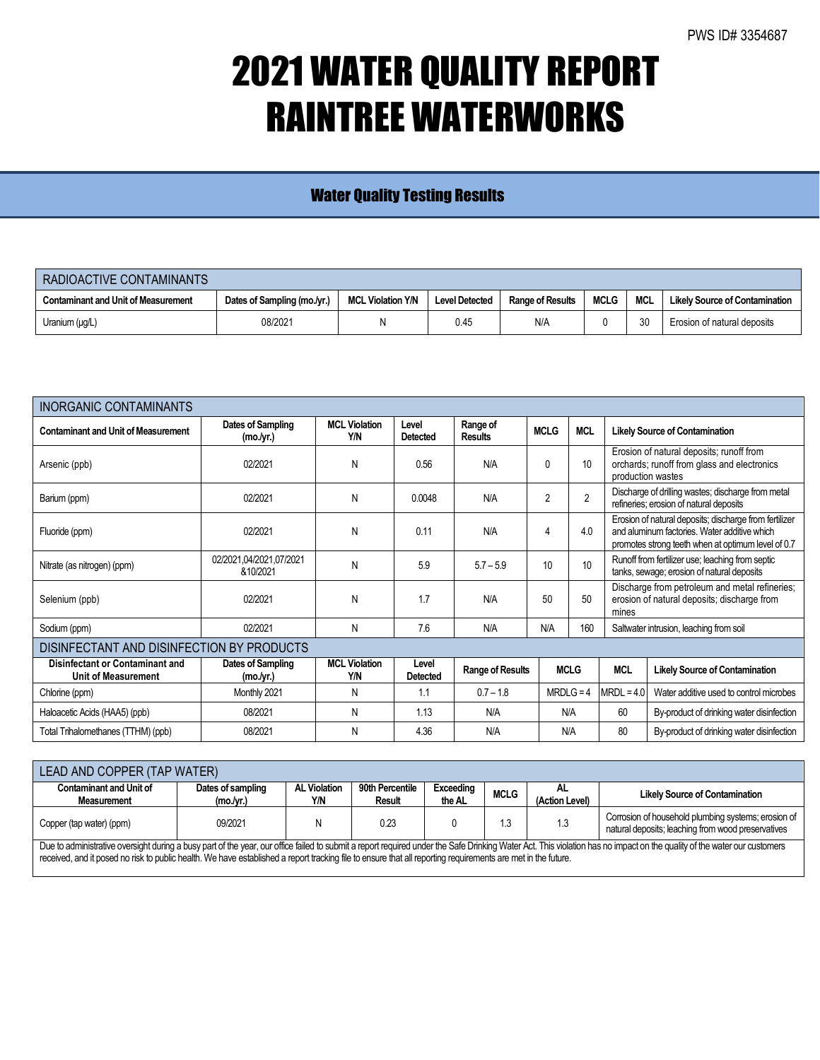PWS ID# 3354687

# 2021 WATER QUALITY REPORT RAINTREE WATERWORKS

## Water Quality Testing Results

| RADIOACTIVE CONTAMINANTS | | | | | | | |
|---|---|---|---|---|---|---|---|
| **Contaminant and Unit of Measurement** | **Dates of Sampling (mo./yr.)** | **MCL Violation Y/N** | **Level Detected** | **Range of Results** | **MCLG** | **MCL** | **Likely Source of Contamination** |
| Uranium (µg/L) | 08/2021 | N | 0.45 | N/A | 0 | 30 | Erosion of natural deposits |

| INORGANIC CONTAMINANTS | | | | | | | |
|---|---|---|---|---|---|---|---|
| **Contaminant and Unit of Measurement** | **Dates of Sampling (mo./yr.)** | **MCL Violation Y/N** | **Level Detected** | **Range of Results** | **MCLG** | **MCL** | **Likely Source of Contamination** |
| Arsenic (ppb) | 02/2021 | N | 0.56 | N/A | 0 | 10 | Erosion of natural deposits; runoff from orchards; runoff from glass and electronics production wastes |
| Barium (ppm) | 02/2021 | N | 0.0048 | N/A | 2 | 2 | Discharge of drilling wastes; discharge from metal refineries; erosion of natural deposits |
| Fluoride (ppm) | 02/2021 | N | 0.11 | N/A | 4 | 4.0 | Erosion of natural deposits; discharge from fertilizer and aluminum factories. Water additive which promotes strong teeth when at optimum level of 0.7 |
| Nitrate (as nitrogen) (ppm) | 02/2021,04/2021,07/2021 &10/2021 | N | 5.9 | 5.7 – 5.9 | 10 | 10 | Runoff from fertilizer use; leaching from septic tanks, sewage; erosion of natural deposits |
| Selenium (ppb) | 02/2021 | N | 1.7 | N/A | 50 | 50 | Discharge from petroleum and metal refineries; erosion of natural deposits; discharge from mines |
| Sodium (ppm) | 02/2021 | N | 7.6 | N/A | N/A | 160 | Saltwater intrusion, leaching from soil |
| **DISINFECTANT AND DISINFECTION BY PRODUCTS** | | | | | | | |
| **Disinfectant or Contaminant and Unit of Measurement** | **Dates of Sampling (mo./yr.)** | **MCL Violation Y/N** | **Level Detected** | **Range of Results** | **MCLG** | **MCL** | **Likely Source of Contamination** |
| Chlorine (ppm) | Monthly 2021 | N | 1.1 | 0.7 – 1.8 | MRDLG = 4 | MRDL = 4.0 | Water additive used to control microbes |
| Haloacetic Acids (HAA5) (ppb) | 08/2021 | N | 1.13 | N/A | N/A | 60 | By-product of drinking water disinfection |
| Total Trihalomethanes (TTHM) (ppb) | 08/2021 | N | 4.36 | N/A | N/A | 80 | By-product of drinking water disinfection |

| LEAD AND COPPER (TAP WATER) | | | | | | | |
|---|---|---|---|---|---|---|---|
| **Contaminant and Unit of Measurement** | **Dates of sampling (mo./yr.)** | **AL Violation Y/N** | **90th Percentile Result** | **Exceeding the AL** | **MCLG** | **AL (Action Level)** | **Likely Source of Contamination** |
| Copper (tap water) (ppm) | 09/2021 | N | 0.23 | 0 | 1.3 | 1.3 | Corrosion of household plumbing systems; erosion of natural deposits; leaching from wood preservatives |

Due to administrative oversight during a busy part of the year, our office failed to submit a report required under the Safe Drinking Water Act. This violation has no impact on the quality of the water our customers received, and it posed no risk to public health. We have established a report tracking file to ensure that all reporting requirements are met in the future.